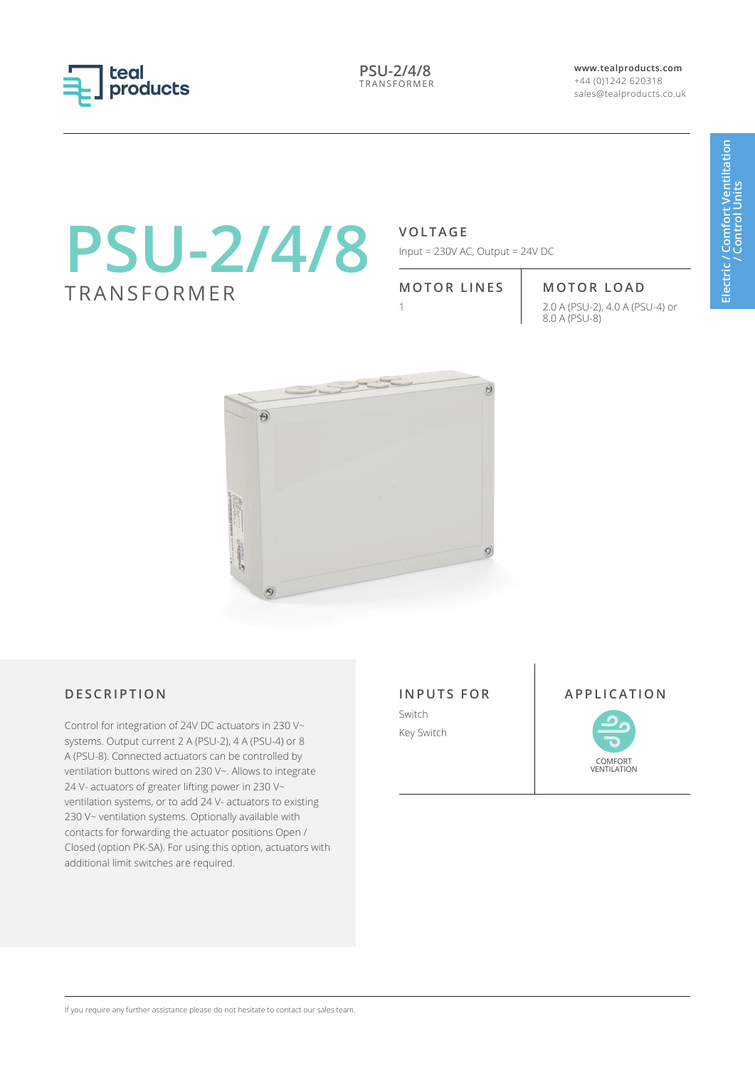# PSU-2/4/8

TRANSFORMER

Electric / Comfort Ventiltation / Control Units

### VOLTAGE

Input = 230V AC, Output = 24V DC

### MOTOR LINES

1

### MOTOR LOAD

2.0 A (PSU-2), 4.0 A (PSU-4) or 8.0 A (PSU-8)

## DESCRIPTION

Control for integration of 24V DC actuators in 230 V~ systems. Output current 2 A (PSU-2), 4 A (PSU-4) or 8 A (PSU-8). Connected actuators can be controlled by ventilation buttons wired on 230 V~. Allows to integrate 24 V- actuators of greater lifting power in 230 V~ ventilation systems, or to add 24 V- actuators to existing 230 V~ ventilation systems. Optionally available with contacts for forwarding the actuator positions Open / Closed (option PK-SA). For using this option, actuators with additional limit switches are required.

## INPUTS FOR

Switch

Key Switch

## APPLICATION

COMFORT VENTILATION

If you require any further assistance please do not hesitate to contact our sales team.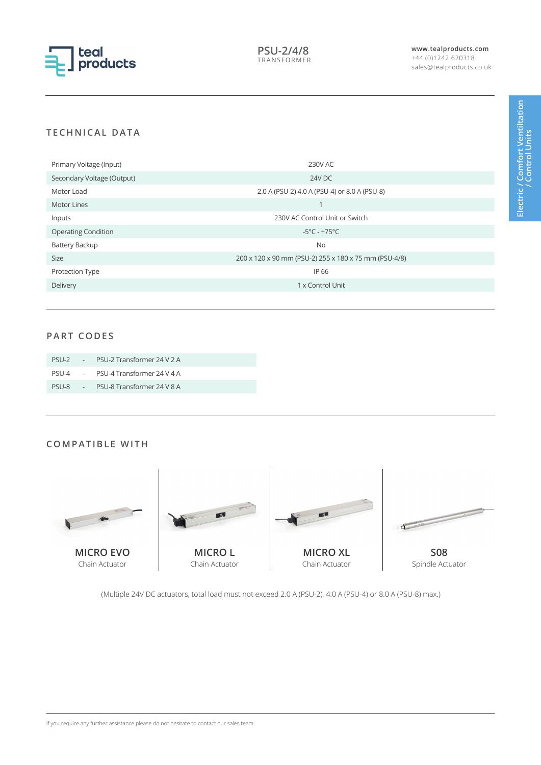# PSU-2/4/8

TRANSFORMER

www.tealproducts.com
+44 (0)1242 620318
sales@tealproducts.co.uk

Electric / Comfort Ventiltation / Control Units

## TECHNICAL DATA

| | |
|---|---|
| Primary Voltage (Input) | 230V AC |
| Secondary Voltage (Output) | 24V DC |
| Motor Load | 2.0 A (PSU-2) 4.0 A (PSU-4) or 8.0 A (PSU-8) |
| Motor Lines | 1 |
| Inputs | 230V AC Control Unit or Switch |
| Operating Condition | -5°C - +75°C |
| Battery Backup | No |
| Size | 200 x 120 x 90 mm (PSU-2) 255 x 180 x 75 mm (PSU-4/8) |
| Protection Type | IP 66 |
| Delivery | 1 x Control Unit |

## PART CODES

| | | |
|---|---|---|
| PSU-2 | - | PSU-2 Transformer 24 V 2 A |
| PSU-4 | - | PSU-4 Transformer 24 V 4 A |
| PSU-8 | - | PSU-8 Transformer 24 V 8 A |

## COMPATIBLE WITH

**MICRO EVO**
Chain Actuator

**MICRO L**
Chain Actuator

**MICRO XL**
Chain Actuator

**S08**
Spindle Actuator

(Multiple 24V DC actuators, total load must not exceed 2.0 A (PSU-2), 4.0 A (PSU-4) or 8.0 A (PSU-8) max.)

If you require any further assistance please do not hesitate to contact our sales team.